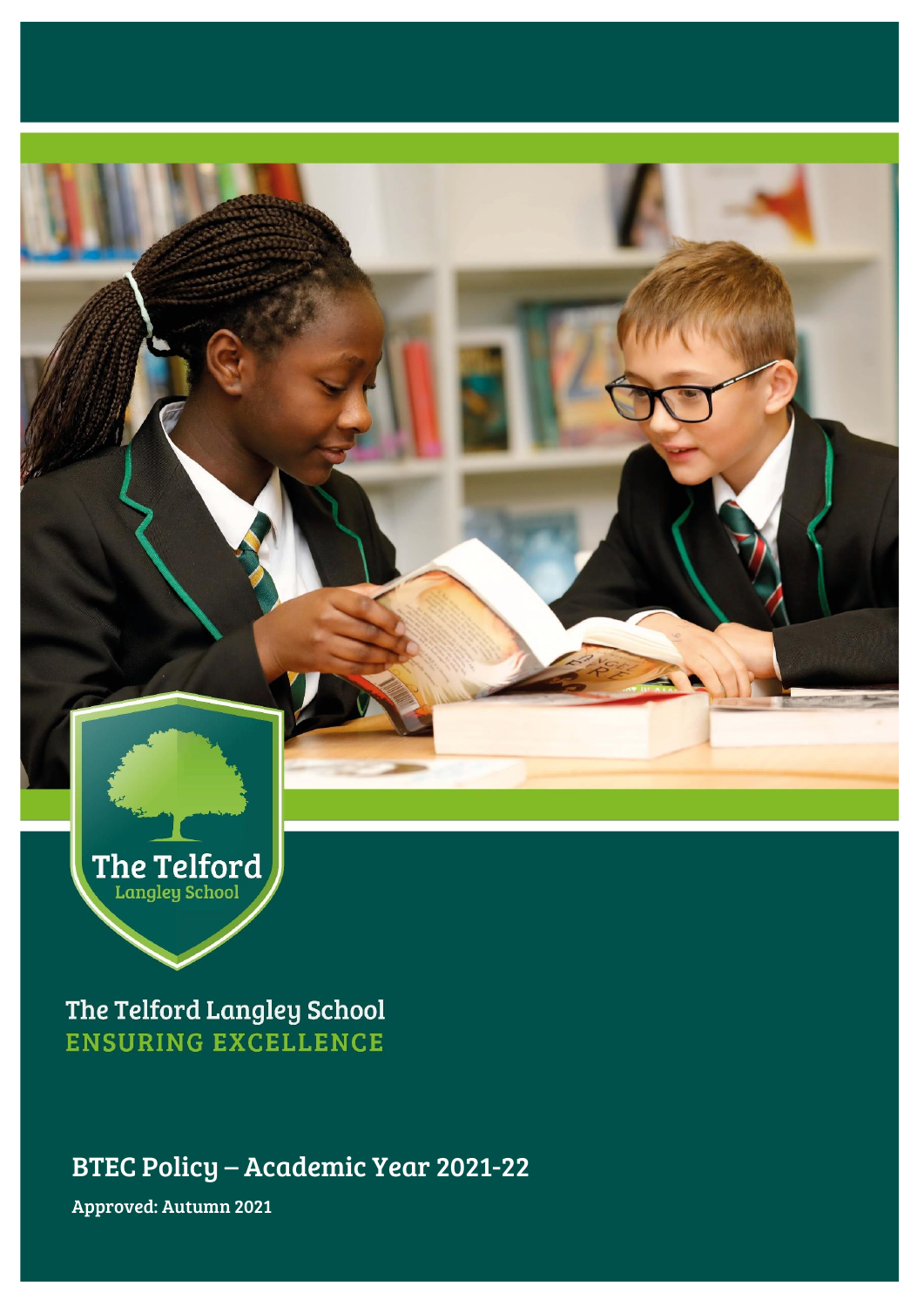The Telford Langley School

The Telford Langley School
ENSURING EXCELLENCE

# BTEC Policy – Academic Year 2021-22

**Approved: Autumn 2021**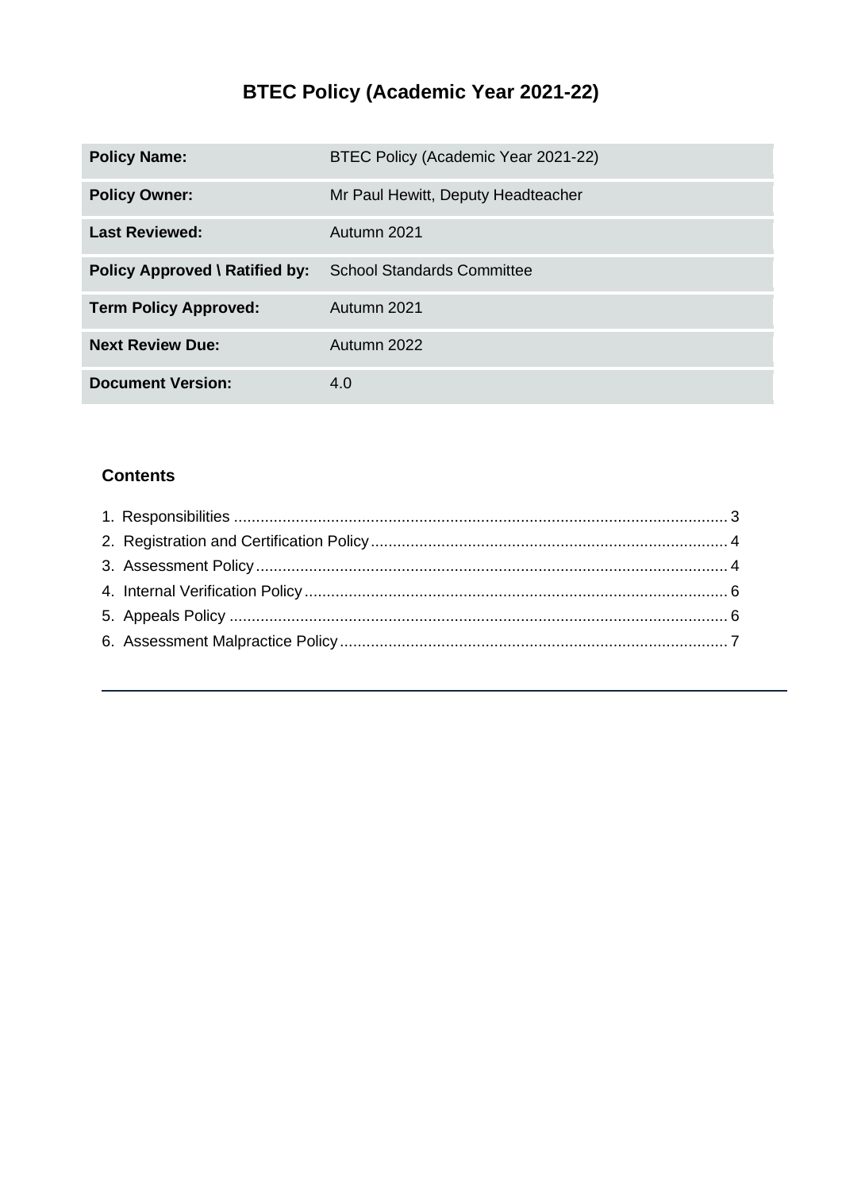# BTEC Policy (Academic Year 2021-22)

| Policy Name: | BTEC Policy (Academic Year 2021-22) |
|---|---|
| Policy Owner: | Mr Paul Hewitt, Deputy Headteacher |
| Last Reviewed: | Autumn 2021 |
| Policy Approved \ Ratified by: | School Standards Committee |
| Term Policy Approved: | Autumn 2021 |
| Next Review Due: | Autumn 2022 |
| Document Version: | 4.0 |

## Contents

1. Responsibilities ........................................ 3
2. Registration and Certification Policy ........................................ 4
3. Assessment Policy ........................................ 4
4. Internal Verification Policy ........................................ 6
5. Appeals Policy ........................................ 6
6. Assessment Malpractice Policy ........................................ 7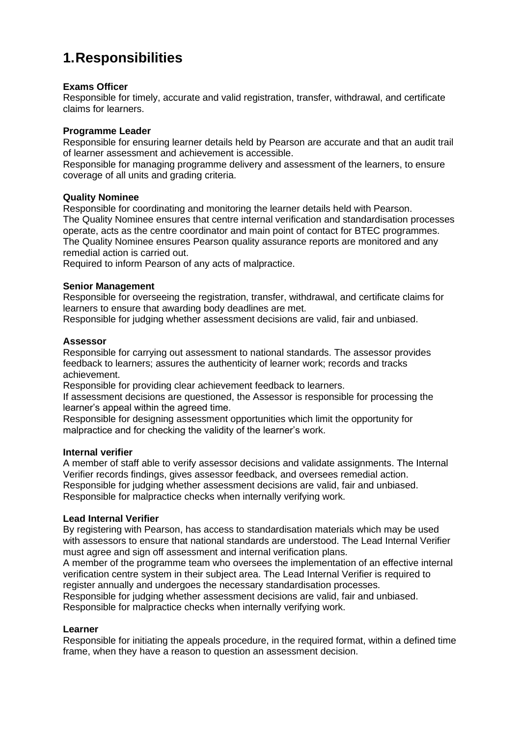# 1. Responsibilities

**Exams Officer**
Responsible for timely, accurate and valid registration, transfer, withdrawal, and certificate claims for learners.

**Programme Leader**
Responsible for ensuring learner details held by Pearson are accurate and that an audit trail of learner assessment and achievement is accessible.
Responsible for managing programme delivery and assessment of the learners, to ensure coverage of all units and grading criteria.

**Quality Nominee**
Responsible for coordinating and monitoring the learner details held with Pearson.
The Quality Nominee ensures that centre internal verification and standardisation processes operate, acts as the centre coordinator and main point of contact for BTEC programmes.
The Quality Nominee ensures Pearson quality assurance reports are monitored and any remedial action is carried out.
Required to inform Pearson of any acts of malpractice.

**Senior Management**
Responsible for overseeing the registration, transfer, withdrawal, and certificate claims for learners to ensure that awarding body deadlines are met.
Responsible for judging whether assessment decisions are valid, fair and unbiased.

**Assessor**
Responsible for carrying out assessment to national standards. The assessor provides feedback to learners; assures the authenticity of learner work; records and tracks achievement.
Responsible for providing clear achievement feedback to learners.
If assessment decisions are questioned, the Assessor is responsible for processing the learner's appeal within the agreed time.
Responsible for designing assessment opportunities which limit the opportunity for malpractice and for checking the validity of the learner's work.

**Internal verifier**
A member of staff able to verify assessor decisions and validate assignments. The Internal Verifier records findings, gives assessor feedback, and oversees remedial action.
Responsible for judging whether assessment decisions are valid, fair and unbiased.
Responsible for malpractice checks when internally verifying work.

**Lead Internal Verifier**
By registering with Pearson, has access to standardisation materials which may be used with assessors to ensure that national standards are understood. The Lead Internal Verifier must agree and sign off assessment and internal verification plans.
A member of the programme team who oversees the implementation of an effective internal verification centre system in their subject area. The Lead Internal Verifier is required to register annually and undergoes the necessary standardisation processes.
Responsible for judging whether assessment decisions are valid, fair and unbiased.
Responsible for malpractice checks when internally verifying work.

**Learner**
Responsible for initiating the appeals procedure, in the required format, within a defined time frame, when they have a reason to question an assessment decision.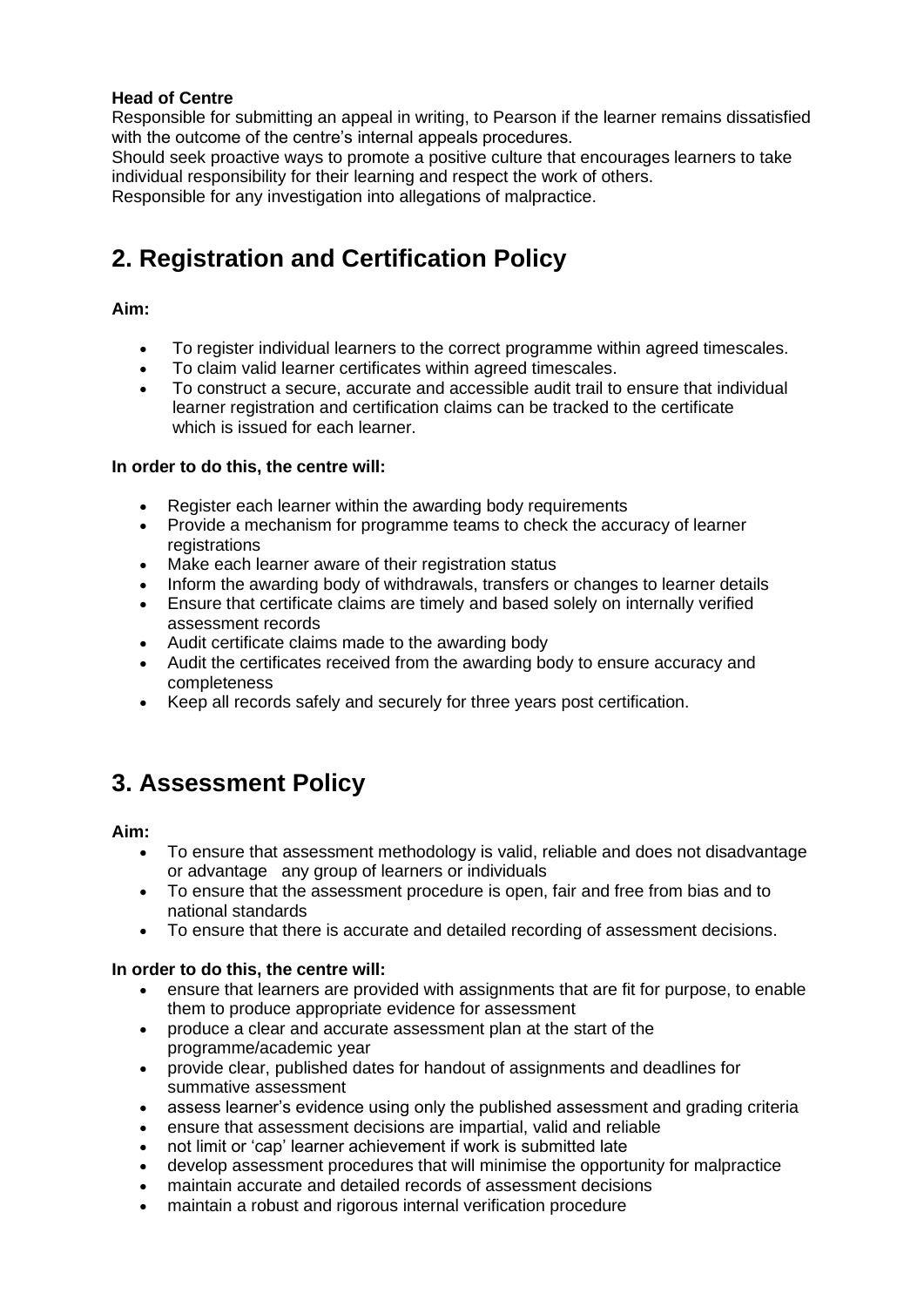**Head of Centre**

Responsible for submitting an appeal in writing, to Pearson if the learner remains dissatisfied with the outcome of the centre's internal appeals procedures.
Should seek proactive ways to promote a positive culture that encourages learners to take individual responsibility for their learning and respect the work of others.
Responsible for any investigation into allegations of malpractice.

## 2. Registration and Certification Policy

**Aim:**

- To register individual learners to the correct programme within agreed timescales.
- To claim valid learner certificates within agreed timescales.
- To construct a secure, accurate and accessible audit trail to ensure that individual learner registration and certification claims can be tracked to the certificate which is issued for each learner.

**In order to do this, the centre will:**

- Register each learner within the awarding body requirements
- Provide a mechanism for programme teams to check the accuracy of learner registrations
- Make each learner aware of their registration status
- Inform the awarding body of withdrawals, transfers or changes to learner details
- Ensure that certificate claims are timely and based solely on internally verified assessment records
- Audit certificate claims made to the awarding body
- Audit the certificates received from the awarding body to ensure accuracy and completeness
- Keep all records safely and securely for three years post certification.

## 3. Assessment Policy

**Aim:**

- To ensure that assessment methodology is valid, reliable and does not disadvantage or advantage any group of learners or individuals
- To ensure that the assessment procedure is open, fair and free from bias and to national standards
- To ensure that there is accurate and detailed recording of assessment decisions.

**In order to do this, the centre will:**

- ensure that learners are provided with assignments that are fit for purpose, to enable them to produce appropriate evidence for assessment
- produce a clear and accurate assessment plan at the start of the programme/academic year
- provide clear, published dates for handout of assignments and deadlines for summative assessment
- assess learner's evidence using only the published assessment and grading criteria
- ensure that assessment decisions are impartial, valid and reliable
- not limit or 'cap' learner achievement if work is submitted late
- develop assessment procedures that will minimise the opportunity for malpractice
- maintain accurate and detailed records of assessment decisions
- maintain a robust and rigorous internal verification procedure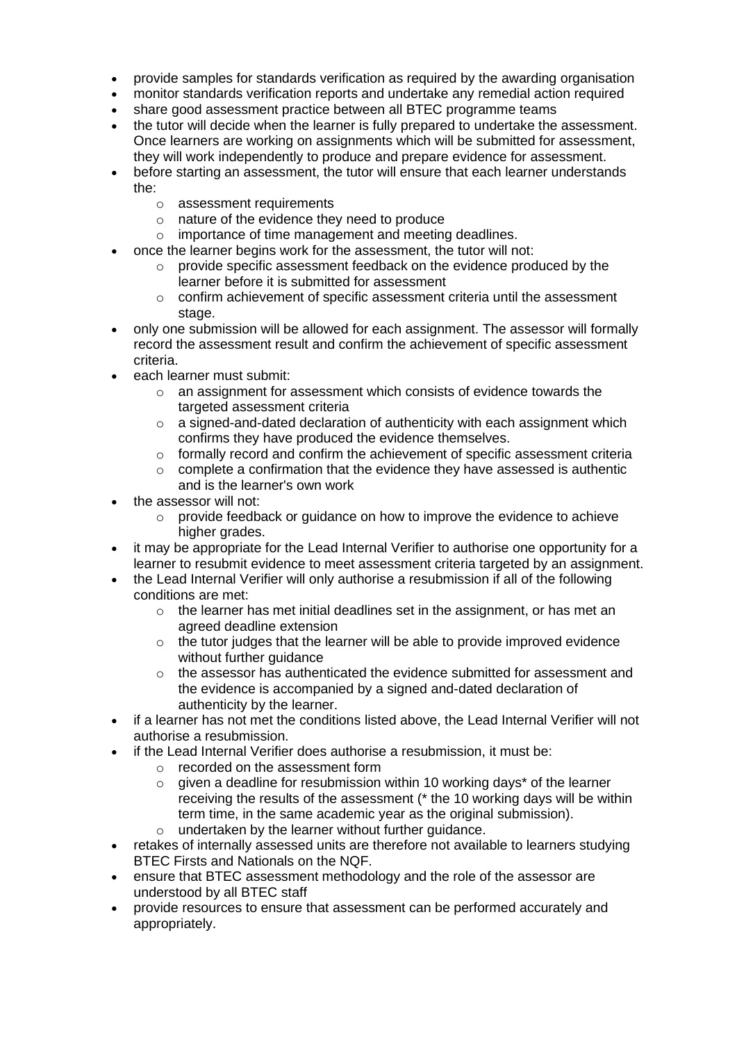- provide samples for standards verification as required by the awarding organisation
- monitor standards verification reports and undertake any remedial action required
- share good assessment practice between all BTEC programme teams
- the tutor will decide when the learner is fully prepared to undertake the assessment. Once learners are working on assignments which will be submitted for assessment, they will work independently to produce and prepare evidence for assessment.
- before starting an assessment, the tutor will ensure that each learner understands the:
  - assessment requirements
  - nature of the evidence they need to produce
  - importance of time management and meeting deadlines.
- once the learner begins work for the assessment, the tutor will not:
  - provide specific assessment feedback on the evidence produced by the learner before it is submitted for assessment
  - confirm achievement of specific assessment criteria until the assessment stage.
- only one submission will be allowed for each assignment. The assessor will formally record the assessment result and confirm the achievement of specific assessment criteria.
- each learner must submit:
  - an assignment for assessment which consists of evidence towards the targeted assessment criteria
  - a signed-and-dated declaration of authenticity with each assignment which confirms they have produced the evidence themselves.
  - formally record and confirm the achievement of specific assessment criteria
  - complete a confirmation that the evidence they have assessed is authentic and is the learner's own work
- the assessor will not:
  - provide feedback or guidance on how to improve the evidence to achieve higher grades.
- it may be appropriate for the Lead Internal Verifier to authorise one opportunity for a learner to resubmit evidence to meet assessment criteria targeted by an assignment.
- the Lead Internal Verifier will only authorise a resubmission if all of the following conditions are met:
  - the learner has met initial deadlines set in the assignment, or has met an agreed deadline extension
  - the tutor judges that the learner will be able to provide improved evidence without further guidance
  - the assessor has authenticated the evidence submitted for assessment and the evidence is accompanied by a signed and-dated declaration of authenticity by the learner.
- if a learner has not met the conditions listed above, the Lead Internal Verifier will not authorise a resubmission.
- if the Lead Internal Verifier does authorise a resubmission, it must be:
  - recorded on the assessment form
  - given a deadline for resubmission within 10 working days* of the learner receiving the results of the assessment (* the 10 working days will be within term time, in the same academic year as the original submission).
  - undertaken by the learner without further guidance.
- retakes of internally assessed units are therefore not available to learners studying BTEC Firsts and Nationals on the NQF.
- ensure that BTEC assessment methodology and the role of the assessor are understood by all BTEC staff
- provide resources to ensure that assessment can be performed accurately and appropriately.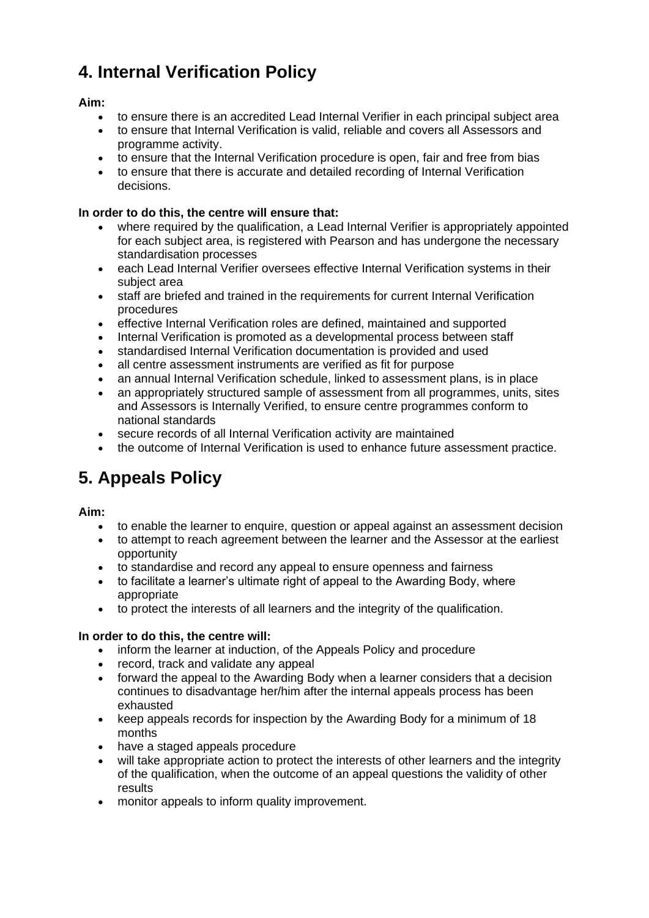## 4. Internal Verification Policy

**Aim:**

- to ensure there is an accredited Lead Internal Verifier in each principal subject area
- to ensure that Internal Verification is valid, reliable and covers all Assessors and programme activity.
- to ensure that the Internal Verification procedure is open, fair and free from bias
- to ensure that there is accurate and detailed recording of Internal Verification decisions.

**In order to do this, the centre will ensure that:**

- where required by the qualification, a Lead Internal Verifier is appropriately appointed for each subject area, is registered with Pearson and has undergone the necessary standardisation processes
- each Lead Internal Verifier oversees effective Internal Verification systems in their subject area
- staff are briefed and trained in the requirements for current Internal Verification procedures
- effective Internal Verification roles are defined, maintained and supported
- Internal Verification is promoted as a developmental process between staff
- standardised Internal Verification documentation is provided and used
- all centre assessment instruments are verified as fit for purpose
- an annual Internal Verification schedule, linked to assessment plans, is in place
- an appropriately structured sample of assessment from all programmes, units, sites and Assessors is Internally Verified, to ensure centre programmes conform to national standards
- secure records of all Internal Verification activity are maintained
- the outcome of Internal Verification is used to enhance future assessment practice.

## 5. Appeals Policy

**Aim:**

- to enable the learner to enquire, question or appeal against an assessment decision
- to attempt to reach agreement between the learner and the Assessor at the earliest opportunity
- to standardise and record any appeal to ensure openness and fairness
- to facilitate a learner's ultimate right of appeal to the Awarding Body, where appropriate
- to protect the interests of all learners and the integrity of the qualification.

**In order to do this, the centre will:**

- inform the learner at induction, of the Appeals Policy and procedure
- record, track and validate any appeal
- forward the appeal to the Awarding Body when a learner considers that a decision continues to disadvantage her/him after the internal appeals process has been exhausted
- keep appeals records for inspection by the Awarding Body for a minimum of 18 months
- have a staged appeals procedure
- will take appropriate action to protect the interests of other learners and the integrity of the qualification, when the outcome of an appeal questions the validity of other results
- monitor appeals to inform quality improvement.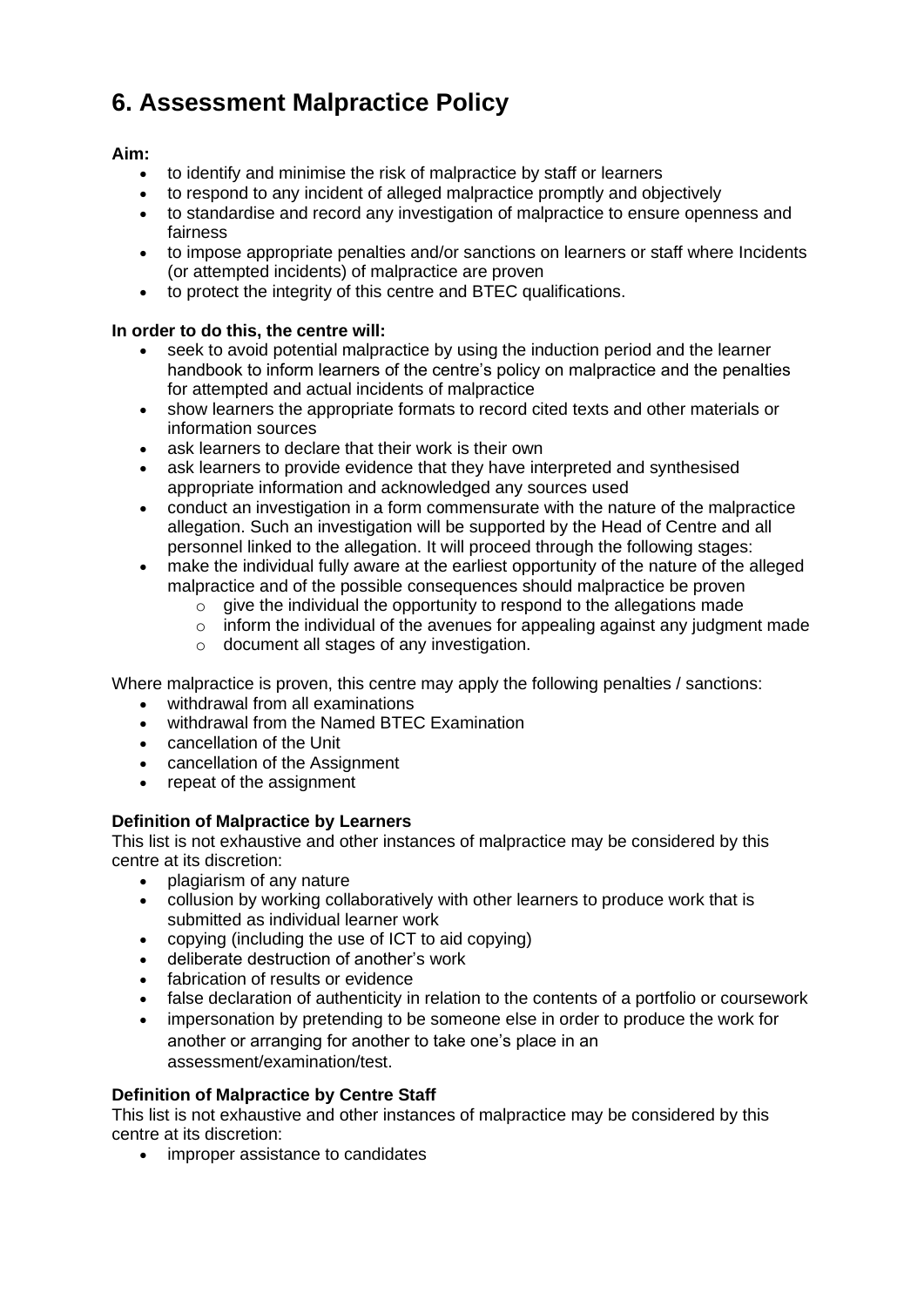# 6. Assessment Malpractice Policy

**Aim:**

- to identify and minimise the risk of malpractice by staff or learners
- to respond to any incident of alleged malpractice promptly and objectively
- to standardise and record any investigation of malpractice to ensure openness and fairness
- to impose appropriate penalties and/or sanctions on learners or staff where Incidents (or attempted incidents) of malpractice are proven
- to protect the integrity of this centre and BTEC qualifications.

**In order to do this, the centre will:**

- seek to avoid potential malpractice by using the induction period and the learner handbook to inform learners of the centre's policy on malpractice and the penalties for attempted and actual incidents of malpractice
- show learners the appropriate formats to record cited texts and other materials or information sources
- ask learners to declare that their work is their own
- ask learners to provide evidence that they have interpreted and synthesised appropriate information and acknowledged any sources used
- conduct an investigation in a form commensurate with the nature of the malpractice allegation. Such an investigation will be supported by the Head of Centre and all personnel linked to the allegation. It will proceed through the following stages:
- make the individual fully aware at the earliest opportunity of the nature of the alleged malpractice and of the possible consequences should malpractice be proven
  - give the individual the opportunity to respond to the allegations made
  - inform the individual of the avenues for appealing against any judgment made
  - document all stages of any investigation.

Where malpractice is proven, this centre may apply the following penalties / sanctions:

- withdrawal from all examinations
- withdrawal from the Named BTEC Examination
- cancellation of the Unit
- cancellation of the Assignment
- repeat of the assignment

**Definition of Malpractice by Learners**

This list is not exhaustive and other instances of malpractice may be considered by this centre at its discretion:

- plagiarism of any nature
- collusion by working collaboratively with other learners to produce work that is submitted as individual learner work
- copying (including the use of ICT to aid copying)
- deliberate destruction of another's work
- fabrication of results or evidence
- false declaration of authenticity in relation to the contents of a portfolio or coursework
- impersonation by pretending to be someone else in order to produce the work for another or arranging for another to take one's place in an assessment/examination/test.

**Definition of Malpractice by Centre Staff**

This list is not exhaustive and other instances of malpractice may be considered by this centre at its discretion:

- improper assistance to candidates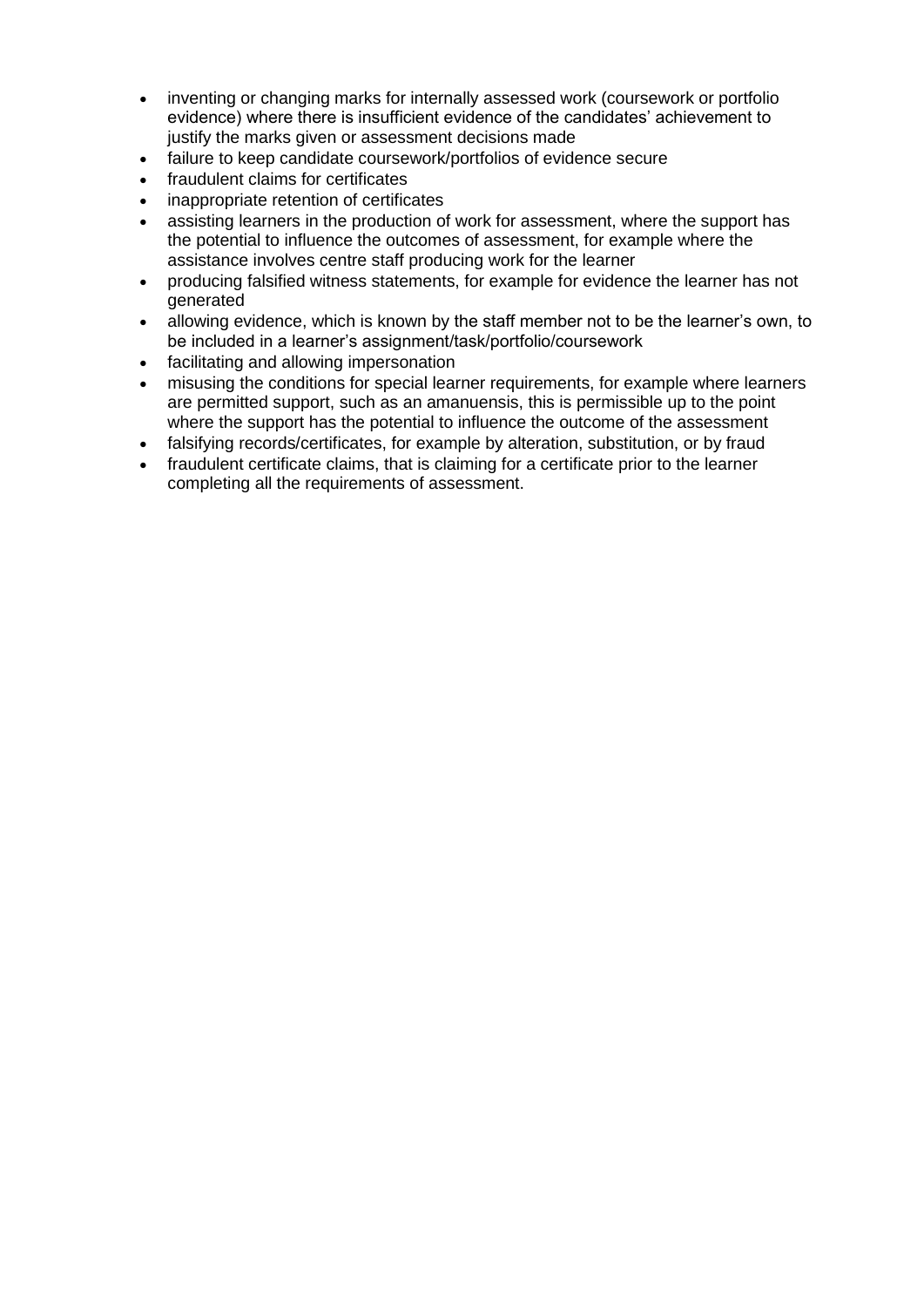- inventing or changing marks for internally assessed work (coursework or portfolio evidence) where there is insufficient evidence of the candidates' achievement to justify the marks given or assessment decisions made
- failure to keep candidate coursework/portfolios of evidence secure
- fraudulent claims for certificates
- inappropriate retention of certificates
- assisting learners in the production of work for assessment, where the support has the potential to influence the outcomes of assessment, for example where the assistance involves centre staff producing work for the learner
- producing falsified witness statements, for example for evidence the learner has not generated
- allowing evidence, which is known by the staff member not to be the learner's own, to be included in a learner's assignment/task/portfolio/coursework
- facilitating and allowing impersonation
- misusing the conditions for special learner requirements, for example where learners are permitted support, such as an amanuensis, this is permissible up to the point where the support has the potential to influence the outcome of the assessment
- falsifying records/certificates, for example by alteration, substitution, or by fraud
- fraudulent certificate claims, that is claiming for a certificate prior to the learner completing all the requirements of assessment.